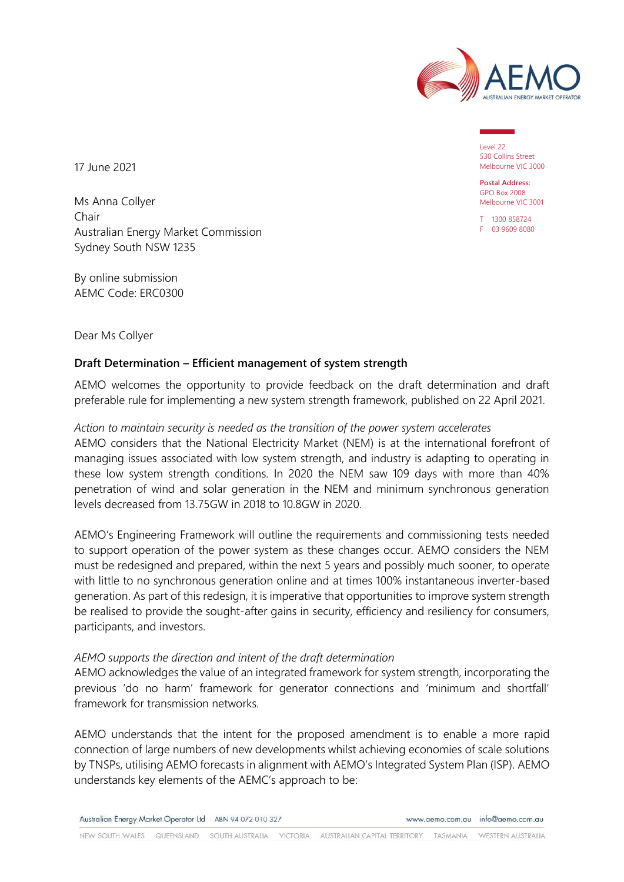Level 22
530 Collins Street
Melbourne VIC 3000

**Postal Address:**
GPO Box 2008
Melbourne VIC 3001

T 1300 858724
F 03 9609 8080

17 June 2021

Ms Anna Collyer
Chair
Australian Energy Market Commission
Sydney South NSW 1235

By online submission
AEMC Code: ERC0300

Dear Ms Collyer

**Draft Determination – Efficient management of system strength**

AEMO welcomes the opportunity to provide feedback on the draft determination and draft preferable rule for implementing a new system strength framework, published on 22 April 2021.

*Action to maintain security is needed as the transition of the power system accelerates*

AEMO considers that the National Electricity Market (NEM) is at the international forefront of managing issues associated with low system strength, and industry is adapting to operating in these low system strength conditions. In 2020 the NEM saw 109 days with more than 40% penetration of wind and solar generation in the NEM and minimum synchronous generation levels decreased from 13.75GW in 2018 to 10.8GW in 2020.

AEMO's Engineering Framework will outline the requirements and commissioning tests needed to support operation of the power system as these changes occur. AEMO considers the NEM must be redesigned and prepared, within the next 5 years and possibly much sooner, to operate with little to no synchronous generation online and at times 100% instantaneous inverter-based generation. As part of this redesign, it is imperative that opportunities to improve system strength be realised to provide the sought-after gains in security, efficiency and resiliency for consumers, participants, and investors.

*AEMO supports the direction and intent of the draft determination*

AEMO acknowledges the value of an integrated framework for system strength, incorporating the previous 'do no harm' framework for generator connections and 'minimum and shortfall' framework for transmission networks.

AEMO understands that the intent for the proposed amendment is to enable a more rapid connection of large numbers of new developments whilst achieving economies of scale solutions by TNSPs, utilising AEMO forecasts in alignment with AEMO's Integrated System Plan (ISP). AEMO understands key elements of the AEMC's approach to be: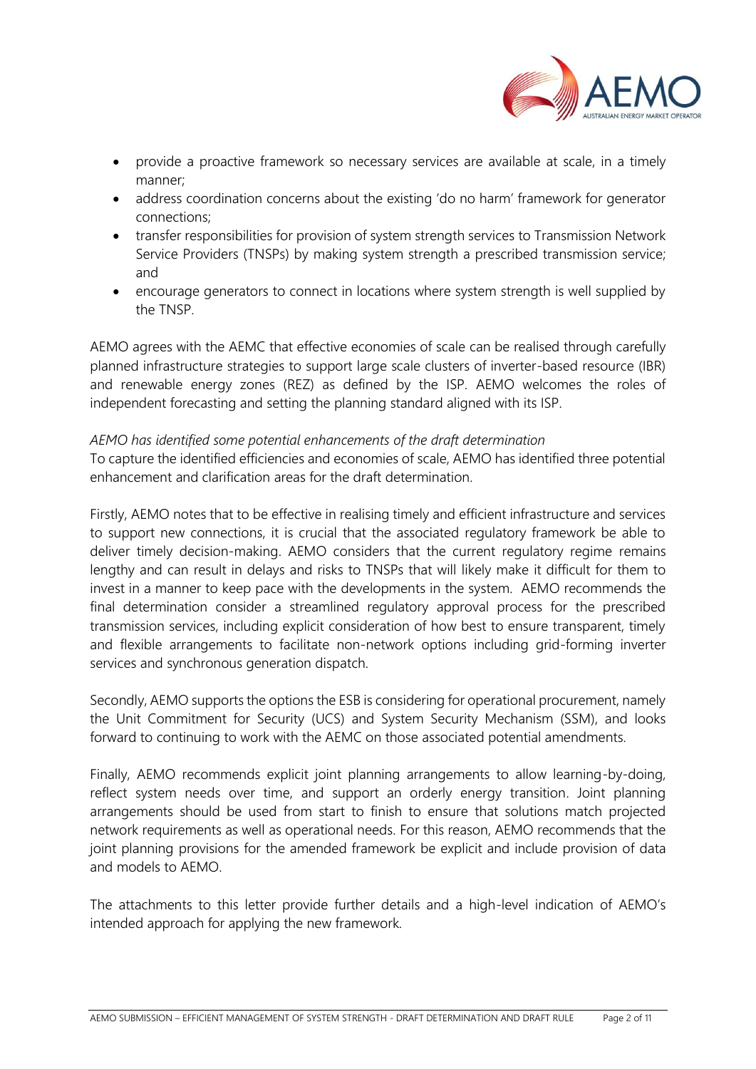- provide a proactive framework so necessary services are available at scale, in a timely manner;
- address coordination concerns about the existing 'do no harm' framework for generator connections;
- transfer responsibilities for provision of system strength services to Transmission Network Service Providers (TNSPs) by making system strength a prescribed transmission service; and
- encourage generators to connect in locations where system strength is well supplied by the TNSP.

AEMO agrees with the AEMC that effective economies of scale can be realised through carefully planned infrastructure strategies to support large scale clusters of inverter-based resource (IBR) and renewable energy zones (REZ) as defined by the ISP. AEMO welcomes the roles of independent forecasting and setting the planning standard aligned with its ISP.

*AEMO has identified some potential enhancements of the draft determination*

To capture the identified efficiencies and economies of scale, AEMO has identified three potential enhancement and clarification areas for the draft determination.

Firstly, AEMO notes that to be effective in realising timely and efficient infrastructure and services to support new connections, it is crucial that the associated regulatory framework be able to deliver timely decision-making. AEMO considers that the current regulatory regime remains lengthy and can result in delays and risks to TNSPs that will likely make it difficult for them to invest in a manner to keep pace with the developments in the system. AEMO recommends the final determination consider a streamlined regulatory approval process for the prescribed transmission services, including explicit consideration of how best to ensure transparent, timely and flexible arrangements to facilitate non-network options including grid-forming inverter services and synchronous generation dispatch.

Secondly, AEMO supports the options the ESB is considering for operational procurement, namely the Unit Commitment for Security (UCS) and System Security Mechanism (SSM), and looks forward to continuing to work with the AEMC on those associated potential amendments.

Finally, AEMO recommends explicit joint planning arrangements to allow learning-by-doing, reflect system needs over time, and support an orderly energy transition. Joint planning arrangements should be used from start to finish to ensure that solutions match projected network requirements as well as operational needs. For this reason, AEMO recommends that the joint planning provisions for the amended framework be explicit and include provision of data and models to AEMO.

The attachments to this letter provide further details and a high-level indication of AEMO's intended approach for applying the new framework.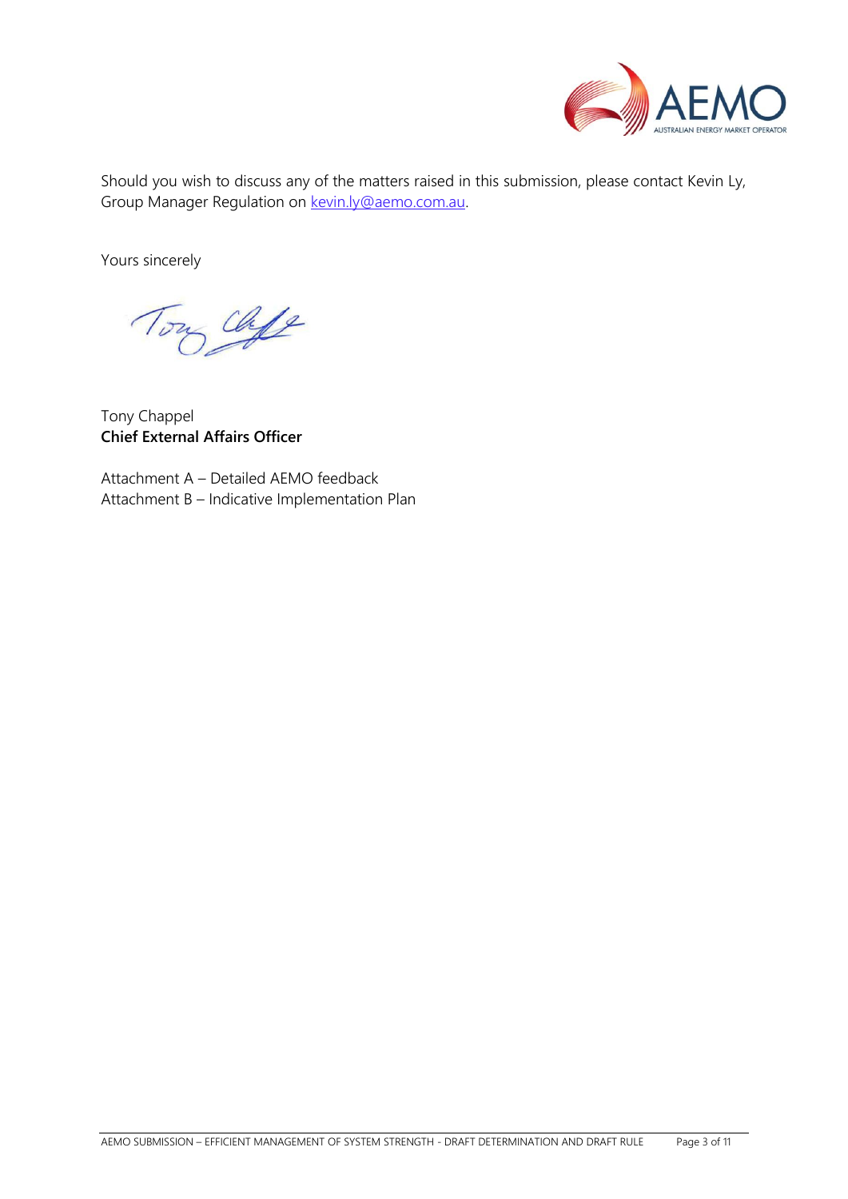Should you wish to discuss any of the matters raised in this submission, please contact Kevin Ly, Group Manager Regulation on [kevin.ly@aemo.com.au](mailto:kevin.ly@aemo.com.au).

Yours sincerely

Tony Chappel
**Chief External Affairs Officer**

Attachment A – Detailed AEMO feedback
Attachment B – Indicative Implementation Plan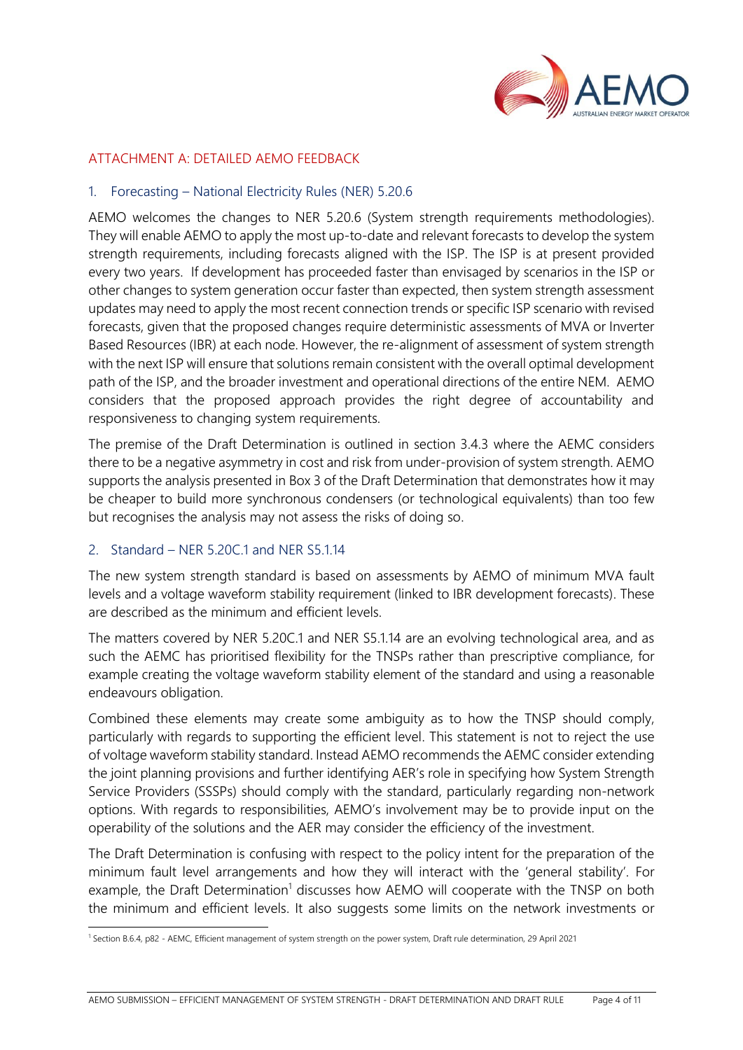## ATTACHMENT A: DETAILED AEMO FEEDBACK

### 1. Forecasting – National Electricity Rules (NER) 5.20.6

AEMO welcomes the changes to NER 5.20.6 (System strength requirements methodologies). They will enable AEMO to apply the most up-to-date and relevant forecasts to develop the system strength requirements, including forecasts aligned with the ISP. The ISP is at present provided every two years. If development has proceeded faster than envisaged by scenarios in the ISP or other changes to system generation occur faster than expected, then system strength assessment updates may need to apply the most recent connection trends or specific ISP scenario with revised forecasts, given that the proposed changes require deterministic assessments of MVA or Inverter Based Resources (IBR) at each node. However, the re-alignment of assessment of system strength with the next ISP will ensure that solutions remain consistent with the overall optimal development path of the ISP, and the broader investment and operational directions of the entire NEM. AEMO considers that the proposed approach provides the right degree of accountability and responsiveness to changing system requirements.

The premise of the Draft Determination is outlined in section 3.4.3 where the AEMC considers there to be a negative asymmetry in cost and risk from under-provision of system strength. AEMO supports the analysis presented in Box 3 of the Draft Determination that demonstrates how it may be cheaper to build more synchronous condensers (or technological equivalents) than too few but recognises the analysis may not assess the risks of doing so.

### 2. Standard – NER 5.20C.1 and NER S5.1.14

The new system strength standard is based on assessments by AEMO of minimum MVA fault levels and a voltage waveform stability requirement (linked to IBR development forecasts). These are described as the minimum and efficient levels.

The matters covered by NER 5.20C.1 and NER S5.1.14 are an evolving technological area, and as such the AEMC has prioritised flexibility for the TNSPs rather than prescriptive compliance, for example creating the voltage waveform stability element of the standard and using a reasonable endeavours obligation.

Combined these elements may create some ambiguity as to how the TNSP should comply, particularly with regards to supporting the efficient level. This statement is not to reject the use of voltage waveform stability standard. Instead AEMO recommends the AEMC consider extending the joint planning provisions and further identifying AER's role in specifying how System Strength Service Providers (SSSPs) should comply with the standard, particularly regarding non-network options. With regards to responsibilities, AEMO's involvement may be to provide input on the operability of the solutions and the AER may consider the efficiency of the investment.

The Draft Determination is confusing with respect to the policy intent for the preparation of the minimum fault level arrangements and how they will interact with the 'general stability'. For example, the Draft Determination[1] discusses how AEMO will cooperate with the TNSP on both the minimum and efficient levels. It also suggests some limits on the network investments or

---

[1] Section B.6.4, p82 - AEMC, Efficient management of system strength on the power system, Draft rule determination, 29 April 2021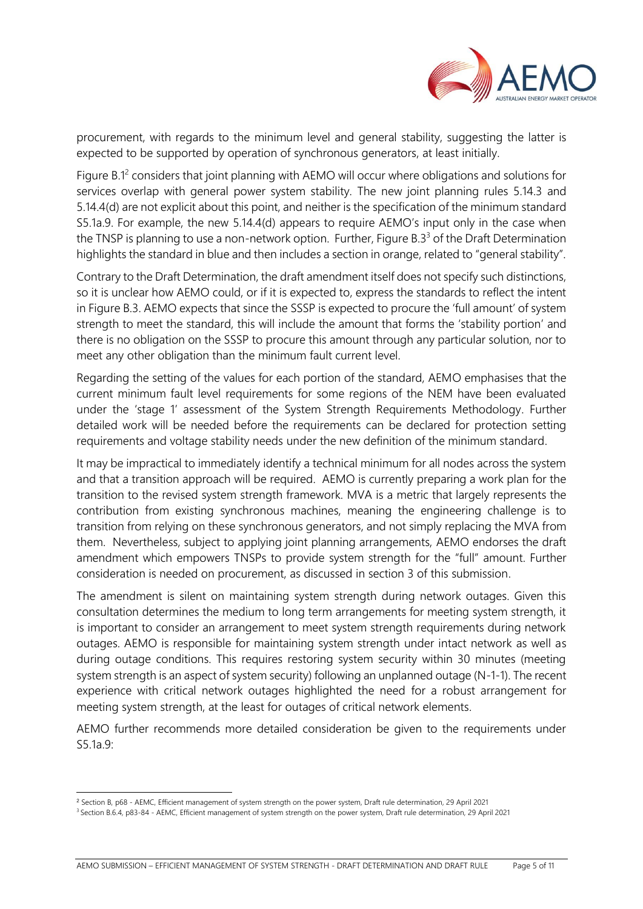procurement, with regards to the minimum level and general stability, suggesting the latter is expected to be supported by operation of synchronous generators, at least initially.

Figure B.1[2] considers that joint planning with AEMO will occur where obligations and solutions for services overlap with general power system stability. The new joint planning rules 5.14.3 and 5.14.4(d) are not explicit about this point, and neither is the specification of the minimum standard S5.1a.9. For example, the new 5.14.4(d) appears to require AEMO's input only in the case when the TNSP is planning to use a non-network option. Further, Figure B.3[3] of the Draft Determination highlights the standard in blue and then includes a section in orange, related to "general stability".

Contrary to the Draft Determination, the draft amendment itself does not specify such distinctions, so it is unclear how AEMO could, or if it is expected to, express the standards to reflect the intent in Figure B.3. AEMO expects that since the SSSP is expected to procure the 'full amount' of system strength to meet the standard, this will include the amount that forms the 'stability portion' and there is no obligation on the SSSP to procure this amount through any particular solution, nor to meet any other obligation than the minimum fault current level.

Regarding the setting of the values for each portion of the standard, AEMO emphasises that the current minimum fault level requirements for some regions of the NEM have been evaluated under the 'stage 1' assessment of the System Strength Requirements Methodology. Further detailed work will be needed before the requirements can be declared for protection setting requirements and voltage stability needs under the new definition of the minimum standard.

It may be impractical to immediately identify a technical minimum for all nodes across the system and that a transition approach will be required. AEMO is currently preparing a work plan for the transition to the revised system strength framework. MVA is a metric that largely represents the contribution from existing synchronous machines, meaning the engineering challenge is to transition from relying on these synchronous generators, and not simply replacing the MVA from them. Nevertheless, subject to applying joint planning arrangements, AEMO endorses the draft amendment which empowers TNSPs to provide system strength for the "full" amount. Further consideration is needed on procurement, as discussed in section 3 of this submission.

The amendment is silent on maintaining system strength during network outages. Given this consultation determines the medium to long term arrangements for meeting system strength, it is important to consider an arrangement to meet system strength requirements during network outages. AEMO is responsible for maintaining system strength under intact network as well as during outage conditions. This requires restoring system security within 30 minutes (meeting system strength is an aspect of system security) following an unplanned outage (N-1-1). The recent experience with critical network outages highlighted the need for a robust arrangement for meeting system strength, at the least for outages of critical network elements.

AEMO further recommends more detailed consideration be given to the requirements under S5.1a.9:

---

[2] Section B, p68 - AEMC, Efficient management of system strength on the power system, Draft rule determination, 29 April 2021

[3] Section B.6.4, p83-84 - AEMC, Efficient management of system strength on the power system, Draft rule determination, 29 April 2021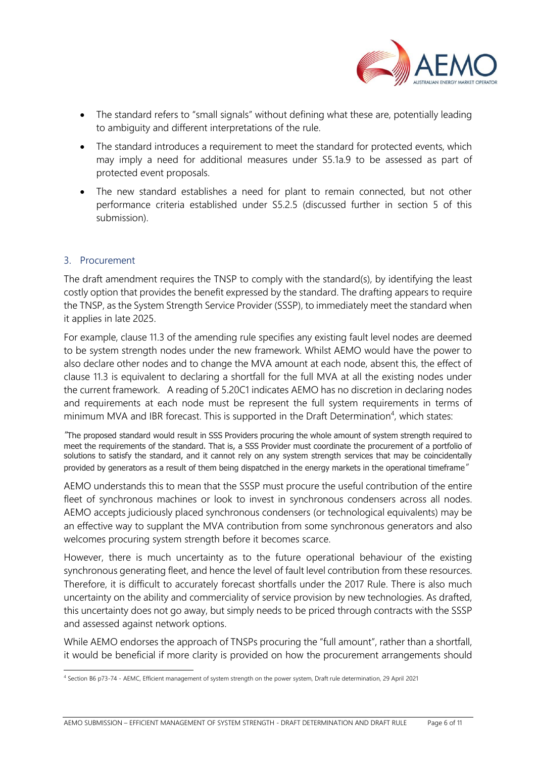- The standard refers to "small signals" without defining what these are, potentially leading to ambiguity and different interpretations of the rule.
- The standard introduces a requirement to meet the standard for protected events, which may imply a need for additional measures under S5.1a.9 to be assessed as part of protected event proposals.
- The new standard establishes a need for plant to remain connected, but not other performance criteria established under S5.2.5 (discussed further in section 5 of this submission).

## 3. Procurement

The draft amendment requires the TNSP to comply with the standard(s), by identifying the least costly option that provides the benefit expressed by the standard. The drafting appears to require the TNSP, as the System Strength Service Provider (SSSP), to immediately meet the standard when it applies in late 2025.

For example, clause 11.3 of the amending rule specifies any existing fault level nodes are deemed to be system strength nodes under the new framework. Whilst AEMO would have the power to also declare other nodes and to change the MVA amount at each node, absent this, the effect of clause 11.3 is equivalent to declaring a shortfall for the full MVA at all the existing nodes under the current framework. A reading of 5.20C1 indicates AEMO has no discretion in declaring nodes and requirements at each node must be represent the full system requirements in terms of minimum MVA and IBR forecast. This is supported in the Draft Determination[4], which states:

"The proposed standard would result in SSS Providers procuring the whole amount of system strength required to meet the requirements of the standard. That is, a SSS Provider must coordinate the procurement of a portfolio of solutions to satisfy the standard, and it cannot rely on any system strength services that may be coincidentally provided by generators as a result of them being dispatched in the energy markets in the operational timeframe"

AEMO understands this to mean that the SSSP must procure the useful contribution of the entire fleet of synchronous machines or look to invest in synchronous condensers across all nodes. AEMO accepts judiciously placed synchronous condensers (or technological equivalents) may be an effective way to supplant the MVA contribution from some synchronous generators and also welcomes procuring system strength before it becomes scarce.

However, there is much uncertainty as to the future operational behaviour of the existing synchronous generating fleet, and hence the level of fault level contribution from these resources. Therefore, it is difficult to accurately forecast shortfalls under the 2017 Rule. There is also much uncertainty on the ability and commerciality of service provision by new technologies. As drafted, this uncertainty does not go away, but simply needs to be priced through contracts with the SSSP and assessed against network options.

While AEMO endorses the approach of TNSPs procuring the "full amount", rather than a shortfall, it would be beneficial if more clarity is provided on how the procurement arrangements should

[4] Section B6 p73-74 - AEMC, Efficient management of system strength on the power system, Draft rule determination, 29 April 2021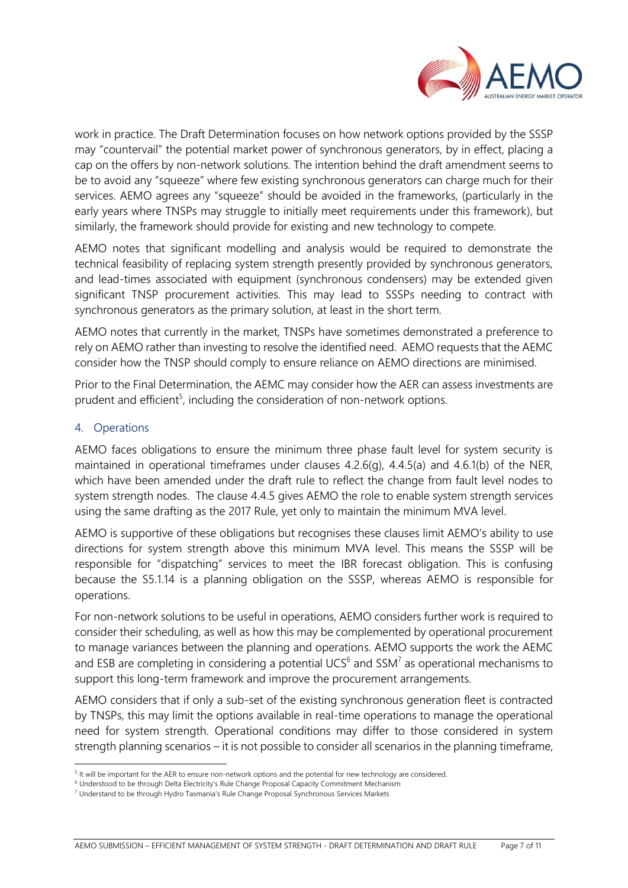work in practice. The Draft Determination focuses on how network options provided by the SSSP may "countervail" the potential market power of synchronous generators, by in effect, placing a cap on the offers by non-network solutions. The intention behind the draft amendment seems to be to avoid any "squeeze" where few existing synchronous generators can charge much for their services. AEMO agrees any "squeeze" should be avoided in the frameworks, (particularly in the early years where TNSPs may struggle to initially meet requirements under this framework), but similarly, the framework should provide for existing and new technology to compete.

AEMO notes that significant modelling and analysis would be required to demonstrate the technical feasibility of replacing system strength presently provided by synchronous generators, and lead-times associated with equipment (synchronous condensers) may be extended given significant TNSP procurement activities. This may lead to SSSPs needing to contract with synchronous generators as the primary solution, at least in the short term.

AEMO notes that currently in the market, TNSPs have sometimes demonstrated a preference to rely on AEMO rather than investing to resolve the identified need. AEMO requests that the AEMC consider how the TNSP should comply to ensure reliance on AEMO directions are minimised.

Prior to the Final Determination, the AEMC may consider how the AER can assess investments are prudent and efficient[5], including the consideration of non-network options.

## 4. Operations

AEMO faces obligations to ensure the minimum three phase fault level for system security is maintained in operational timeframes under clauses 4.2.6(g), 4.4.5(a) and 4.6.1(b) of the NER, which have been amended under the draft rule to reflect the change from fault level nodes to system strength nodes. The clause 4.4.5 gives AEMO the role to enable system strength services using the same drafting as the 2017 Rule, yet only to maintain the minimum MVA level.

AEMO is supportive of these obligations but recognises these clauses limit AEMO's ability to use directions for system strength above this minimum MVA level. This means the SSSP will be responsible for "dispatching" services to meet the IBR forecast obligation. This is confusing because the S5.1.14 is a planning obligation on the SSSP, whereas AEMO is responsible for operations.

For non-network solutions to be useful in operations, AEMO considers further work is required to consider their scheduling, as well as how this may be complemented by operational procurement to manage variances between the planning and operations. AEMO supports the work the AEMC and ESB are completing in considering a potential UCS[6] and SSM[7] as operational mechanisms to support this long-term framework and improve the procurement arrangements.

AEMO considers that if only a sub-set of the existing synchronous generation fleet is contracted by TNSPs, this may limit the options available in real-time operations to manage the operational need for system strength. Operational conditions may differ to those considered in system strength planning scenarios – it is not possible to consider all scenarios in the planning timeframe,

---

[5] It will be important for the AER to ensure non-network options and the potential for new technology are considered.

[6] Understood to be through Delta Electricity's Rule Change Proposal Capacity Commitment Mechanism

[7] Understand to be through Hydro Tasmania's Rule Change Proposal Synchronous Services Markets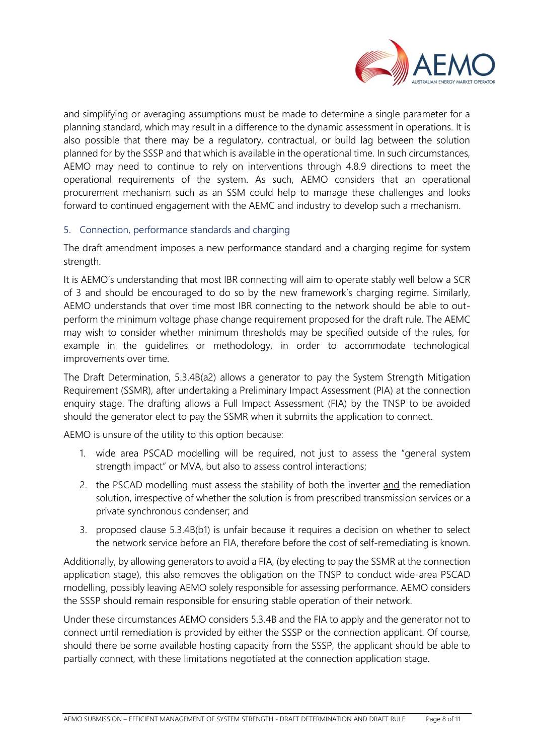and simplifying or averaging assumptions must be made to determine a single parameter for a planning standard, which may result in a difference to the dynamic assessment in operations. It is also possible that there may be a regulatory, contractual, or build lag between the solution planned for by the SSSP and that which is available in the operational time. In such circumstances, AEMO may need to continue to rely on interventions through 4.8.9 directions to meet the operational requirements of the system. As such, AEMO considers that an operational procurement mechanism such as an SSM could help to manage these challenges and looks forward to continued engagement with the AEMC and industry to develop such a mechanism.

## 5. Connection, performance standards and charging

The draft amendment imposes a new performance standard and a charging regime for system strength.

It is AEMO's understanding that most IBR connecting will aim to operate stably well below a SCR of 3 and should be encouraged to do so by the new framework's charging regime. Similarly, AEMO understands that over time most IBR connecting to the network should be able to out-perform the minimum voltage phase change requirement proposed for the draft rule. The AEMC may wish to consider whether minimum thresholds may be specified outside of the rules, for example in the guidelines or methodology, in order to accommodate technological improvements over time.

The Draft Determination, 5.3.4B(a2) allows a generator to pay the System Strength Mitigation Requirement (SSMR), after undertaking a Preliminary Impact Assessment (PIA) at the connection enquiry stage. The drafting allows a Full Impact Assessment (FIA) by the TNSP to be avoided should the generator elect to pay the SSMR when it submits the application to connect.

AEMO is unsure of the utility to this option because:

1. wide area PSCAD modelling will be required, not just to assess the "general system strength impact" or MVA, but also to assess control interactions;
2. the PSCAD modelling must assess the stability of both the inverter and the remediation solution, irrespective of whether the solution is from prescribed transmission services or a private synchronous condenser; and
3. proposed clause 5.3.4B(b1) is unfair because it requires a decision on whether to select the network service before an FIA, therefore before the cost of self-remediating is known.

Additionally, by allowing generators to avoid a FIA, (by electing to pay the SSMR at the connection application stage), this also removes the obligation on the TNSP to conduct wide-area PSCAD modelling, possibly leaving AEMO solely responsible for assessing performance. AEMO considers the SSSP should remain responsible for ensuring stable operation of their network.

Under these circumstances AEMO considers 5.3.4B and the FIA to apply and the generator not to connect until remediation is provided by either the SSSP or the connection applicant. Of course, should there be some available hosting capacity from the SSSP, the applicant should be able to partially connect, with these limitations negotiated at the connection application stage.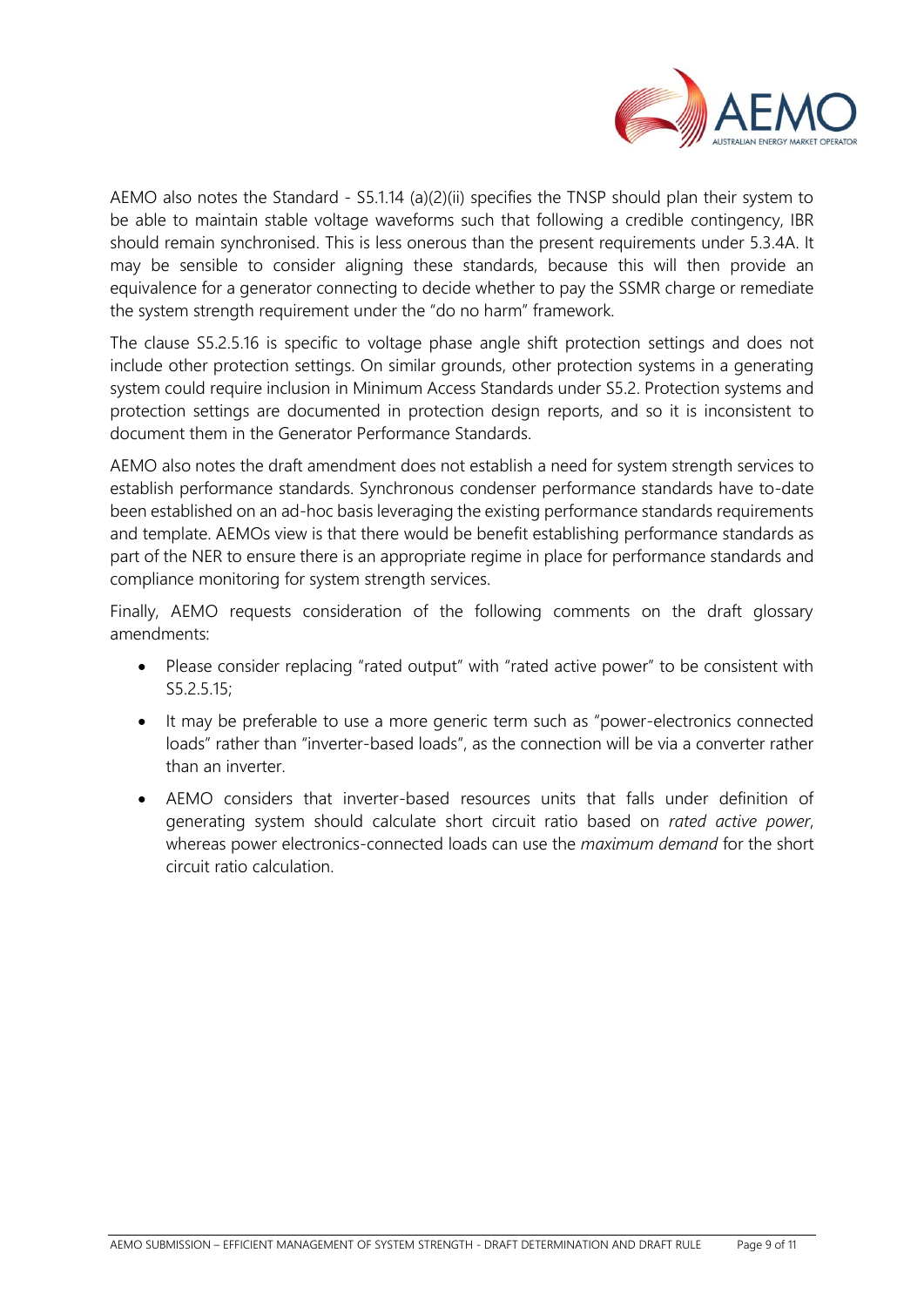AEMO also notes the Standard - S5.1.14 (a)(2)(ii) specifies the TNSP should plan their system to be able to maintain stable voltage waveforms such that following a credible contingency, IBR should remain synchronised. This is less onerous than the present requirements under 5.3.4A. It may be sensible to consider aligning these standards, because this will then provide an equivalence for a generator connecting to decide whether to pay the SSMR charge or remediate the system strength requirement under the "do no harm" framework.

The clause S5.2.5.16 is specific to voltage phase angle shift protection settings and does not include other protection settings. On similar grounds, other protection systems in a generating system could require inclusion in Minimum Access Standards under S5.2. Protection systems and protection settings are documented in protection design reports, and so it is inconsistent to document them in the Generator Performance Standards.

AEMO also notes the draft amendment does not establish a need for system strength services to establish performance standards. Synchronous condenser performance standards have to-date been established on an ad-hoc basis leveraging the existing performance standards requirements and template. AEMOs view is that there would be benefit establishing performance standards as part of the NER to ensure there is an appropriate regime in place for performance standards and compliance monitoring for system strength services.

Finally, AEMO requests consideration of the following comments on the draft glossary amendments:

- Please consider replacing "rated output" with "rated active power" to be consistent with S5.2.5.15;
- It may be preferable to use a more generic term such as "power-electronics connected loads" rather than "inverter-based loads", as the connection will be via a converter rather than an inverter.
- AEMO considers that inverter-based resources units that falls under definition of generating system should calculate short circuit ratio based on *rated active power*, whereas power electronics-connected loads can use the *maximum demand* for the short circuit ratio calculation.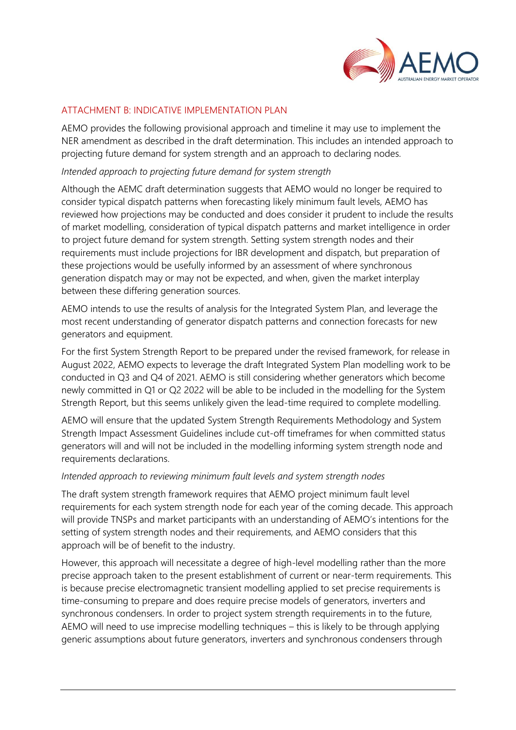## ATTACHMENT B: INDICATIVE IMPLEMENTATION PLAN

AEMO provides the following provisional approach and timeline it may use to implement the NER amendment as described in the draft determination. This includes an intended approach to projecting future demand for system strength and an approach to declaring nodes.

*Intended approach to projecting future demand for system strength*

Although the AEMC draft determination suggests that AEMO would no longer be required to consider typical dispatch patterns when forecasting likely minimum fault levels, AEMO has reviewed how projections may be conducted and does consider it prudent to include the results of market modelling, consideration of typical dispatch patterns and market intelligence in order to project future demand for system strength. Setting system strength nodes and their requirements must include projections for IBR development and dispatch, but preparation of these projections would be usefully informed by an assessment of where synchronous generation dispatch may or may not be expected, and when, given the market interplay between these differing generation sources.

AEMO intends to use the results of analysis for the Integrated System Plan, and leverage the most recent understanding of generator dispatch patterns and connection forecasts for new generators and equipment.

For the first System Strength Report to be prepared under the revised framework, for release in August 2022, AEMO expects to leverage the draft Integrated System Plan modelling work to be conducted in Q3 and Q4 of 2021. AEMO is still considering whether generators which become newly committed in Q1 or Q2 2022 will be able to be included in the modelling for the System Strength Report, but this seems unlikely given the lead-time required to complete modelling.

AEMO will ensure that the updated System Strength Requirements Methodology and System Strength Impact Assessment Guidelines include cut-off timeframes for when committed status generators will and will not be included in the modelling informing system strength node and requirements declarations.

*Intended approach to reviewing minimum fault levels and system strength nodes*

The draft system strength framework requires that AEMO project minimum fault level requirements for each system strength node for each year of the coming decade. This approach will provide TNSPs and market participants with an understanding of AEMO's intentions for the setting of system strength nodes and their requirements, and AEMO considers that this approach will be of benefit to the industry.

However, this approach will necessitate a degree of high-level modelling rather than the more precise approach taken to the present establishment of current or near-term requirements. This is because precise electromagnetic transient modelling applied to set precise requirements is time-consuming to prepare and does require precise models of generators, inverters and synchronous condensers. In order to project system strength requirements in to the future, AEMO will need to use imprecise modelling techniques – this is likely to be through applying generic assumptions about future generators, inverters and synchronous condensers through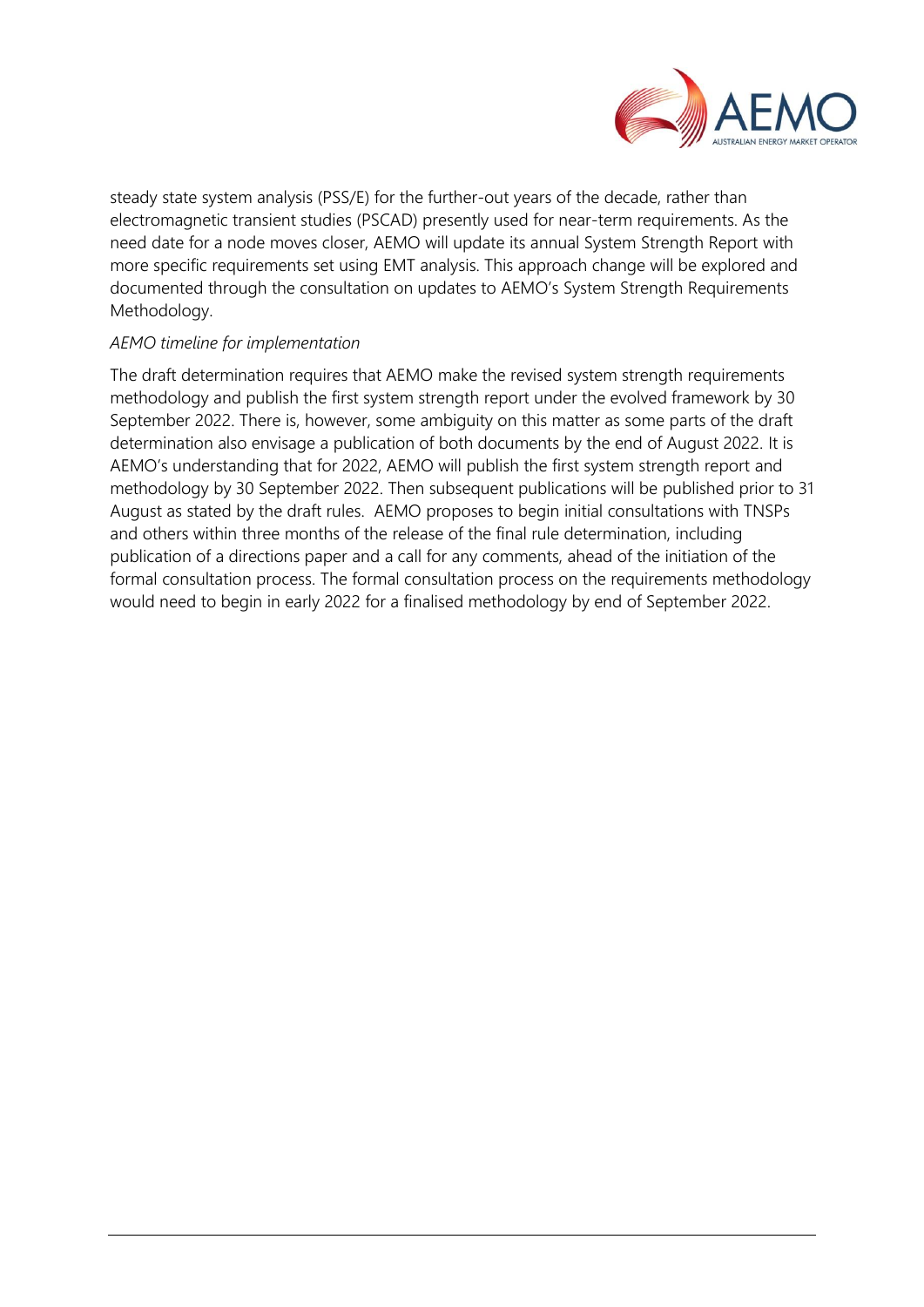steady state system analysis (PSS/E) for the further-out years of the decade, rather than electromagnetic transient studies (PSCAD) presently used for near-term requirements. As the need date for a node moves closer, AEMO will update its annual System Strength Report with more specific requirements set using EMT analysis. This approach change will be explored and documented through the consultation on updates to AEMO's System Strength Requirements Methodology.

*AEMO timeline for implementation*

The draft determination requires that AEMO make the revised system strength requirements methodology and publish the first system strength report under the evolved framework by 30 September 2022. There is, however, some ambiguity on this matter as some parts of the draft determination also envisage a publication of both documents by the end of August 2022. It is AEMO's understanding that for 2022, AEMO will publish the first system strength report and methodology by 30 September 2022. Then subsequent publications will be published prior to 31 August as stated by the draft rules. AEMO proposes to begin initial consultations with TNSPs and others within three months of the release of the final rule determination, including publication of a directions paper and a call for any comments, ahead of the initiation of the formal consultation process. The formal consultation process on the requirements methodology would need to begin in early 2022 for a finalised methodology by end of September 2022.